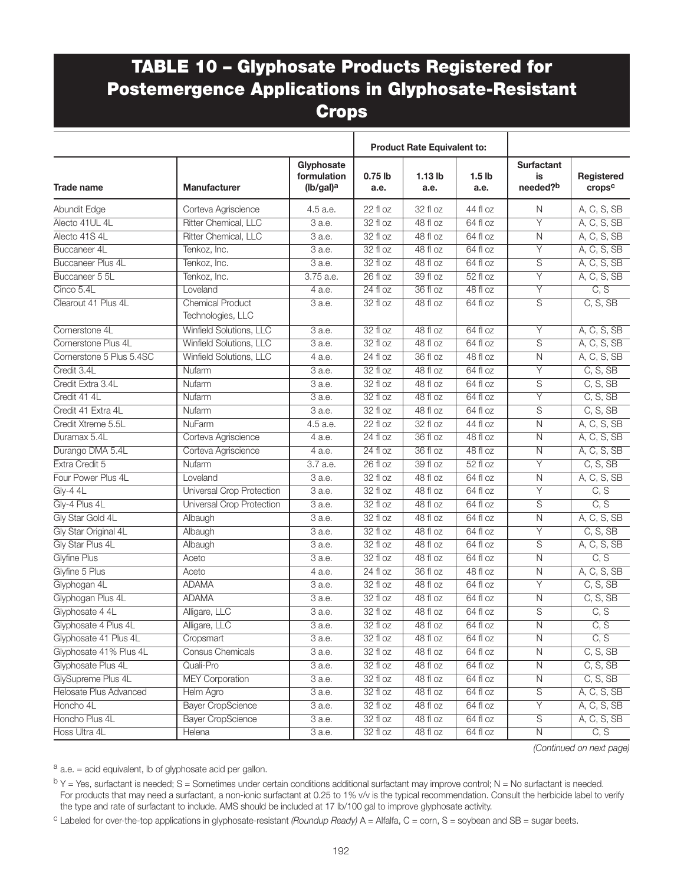# TABLE 10 – Glyphosate Products Registered for Postemergence Applications in Glyphosate-Resistant Crops

| | | | Product Rate Equivalent to: | | | | |
|---|---|---|---|---|---|---|---|
| **Trade name** | **Manufacturer** | **Glyphosate formulation (lb/gal)[a]** | **0.75 lb a.e.** | **1.13 lb a.e.** | **1.5 lb a.e.** | **Surfactant is needed?[b]** | **Registered crops[c]** |
| Abundit Edge | Corteva Agriscience | 4.5 a.e. | 22 fl oz | 32 fl oz | 44 fl oz | N | A, C, S, SB |
| Alecto 41UL 4L | Ritter Chemical, LLC | 3 a.e. | 32 fl oz | 48 fl oz | 64 fl oz | Y | A, C, S, SB |
| Alecto 41S 4L | Ritter Chemical, LLC | 3 a.e. | 32 fl oz | 48 fl oz | 64 fl oz | N | A, C, S, SB |
| Buccaneer 4L | Tenkoz, Inc. | 3 a.e. | 32 fl oz | 48 fl oz | 64 fl oz | Y | A, C, S, SB |
| Buccaneer Plus 4L | Tenkoz, Inc. | 3 a.e. | 32 fl oz | 48 fl oz | 64 fl oz | S | A, C, S, SB |
| Buccaneer 5 5L | Tenkoz, Inc. | 3.75 a.e. | 26 fl oz | 39 fl oz | 52 fl oz | Y | A, C, S, SB |
| Cinco 5.4L | Loveland | 4 a.e. | 24 fl oz | 36 fl oz | 48 fl oz | Y | C, S |
| Clearout 41 Plus 4L | Chemical Product Technologies, LLC | 3 a.e. | 32 fl oz | 48 fl oz | 64 fl oz | S | C, S, SB |
| Cornerstone 4L | Winfield Solutions, LLC | 3 a.e. | 32 fl oz | 48 fl oz | 64 fl oz | Y | A, C, S, SB |
| Cornerstone Plus 4L | Winfield Solutions, LLC | 3 a.e. | 32 fl oz | 48 fl oz | 64 fl oz | S | A, C, S, SB |
| Cornerstone 5 Plus 5.4SC | Winfield Solutions, LLC | 4 a.e. | 24 fl oz | 36 fl oz | 48 fl oz | N | A, C, S, SB |
| Credit 3.4L | Nufarm | 3 a.e. | 32 fl oz | 48 fl oz | 64 fl oz | Y | C, S, SB |
| Credit Extra 3.4L | Nufarm | 3 a.e. | 32 fl oz | 48 fl oz | 64 fl oz | S | C, S, SB |
| Credit 41 4L | Nufarm | 3 a.e. | 32 fl oz | 48 fl oz | 64 fl oz | Y | C, S, SB |
| Credit 41 Extra 4L | Nufarm | 3 a.e. | 32 fl oz | 48 fl oz | 64 fl oz | S | C, S, SB |
| Credit Xtreme 5.5L | NuFarm | 4.5 a.e. | 22 fl oz | 32 fl oz | 44 fl oz | N | A, C, S, SB |
| Duramax 5.4L | Corteva Agriscience | 4 a.e. | 24 fl oz | 36 fl oz | 48 fl oz | N | A, C, S, SB |
| Durango DMA 5.4L | Corteva Agriscience | 4 a.e. | 24 fl oz | 36 fl oz | 48 fl oz | N | A, C, S, SB |
| Extra Credit 5 | Nufarm | 3.7 a.e. | 26 fl oz | 39 fl oz | 52 fl oz | Y | C, S, SB |
| Four Power Plus 4L | Loveland | 3 a.e. | 32 fl oz | 48 fl oz | 64 fl oz | N | A, C, S, SB |
| Gly-4 4L | Universal Crop Protection | 3 a.e. | 32 fl oz | 48 fl oz | 64 fl oz | Y | C, S |
| Gly-4 Plus 4L | Universal Crop Protection | 3 a.e. | 32 fl oz | 48 fl oz | 64 fl oz | S | C, S |
| Gly Star Gold 4L | Albaugh | 3 a.e. | 32 fl oz | 48 fl oz | 64 fl oz | N | A, C, S, SB |
| Gly Star Original 4L | Albaugh | 3 a.e. | 32 fl oz | 48 fl oz | 64 fl oz | Y | C, S, SB |
| Gly Star Plus 4L | Albaugh | 3 a.e. | 32 fl oz | 48 fl oz | 64 fl oz | S | A, C, S, SB |
| Glyfine Plus | Aceto | 3 a.e. | 32 fl oz | 48 fl oz | 64 fl oz | N | C, S |
| Glyfine 5 Plus | Aceto | 4 a.e. | 24 fl oz | 36 fl oz | 48 fl oz | N | A, C, S, SB |
| Glyphogan 4L | ADAMA | 3 a.e. | 32 fl oz | 48 fl oz | 64 fl oz | Y | C, S, SB |
| Glyphogan Plus 4L | ADAMA | 3 a.e. | 32 fl oz | 48 fl oz | 64 fl oz | N | C, S, SB |
| Glyphosate 4 4L | Alligare, LLC | 3 a.e. | 32 fl oz | 48 fl oz | 64 fl oz | S | C, S |
| Glyphosate 4 Plus 4L | Alligare, LLC | 3 a.e. | 32 fl oz | 48 fl oz | 64 fl oz | N | C, S |
| Glyphosate 41 Plus 4L | Cropsmart | 3 a.e. | 32 fl oz | 48 fl oz | 64 fl oz | N | C, S |
| Glyphosate 41% Plus 4L | Consus Chemicals | 3 a.e. | 32 fl oz | 48 fl oz | 64 fl oz | N | C, S, SB |
| Glyphosate Plus 4L | Quali-Pro | 3 a.e. | 32 fl oz | 48 fl oz | 64 fl oz | N | C, S, SB |
| GlySupreme Plus 4L | MEY Corporation | 3 a.e. | 32 fl oz | 48 fl oz | 64 fl oz | N | C, S, SB |
| Helosate Plus Advanced | Helm Agro | 3 a.e. | 32 fl oz | 48 fl oz | 64 fl oz | S | A, C, S, SB |
| Honcho 4L | Bayer CropScience | 3 a.e. | 32 fl oz | 48 fl oz | 64 fl oz | Y | A, C, S, SB |
| Honcho Plus 4L | Bayer CropScience | 3 a.e. | 32 fl oz | 48 fl oz | 64 fl oz | S | A, C, S, SB |
| Hoss Ultra 4L | Helena | 3 a.e. | 32 fl oz | 48 fl oz | 64 fl oz | N | C, S |

*(Continued on next page)*

[a] a.e. = acid equivalent, lb of glyphosate acid per gallon.

[b] Y = Yes, surfactant is needed; S = Sometimes under certain conditions additional surfactant may improve control; N = No surfactant is needed. For products that may need a surfactant, a non-ionic surfactant at 0.25 to 1% v/v is the typical recommendation. Consult the herbicide label to verify the type and rate of surfactant to include. AMS should be included at 17 lb/100 gal to improve glyphosate activity.

[c] Labeled for over-the-top applications in glyphosate-resistant *(Roundup Ready)* A = Alfalfa, C = corn, S = soybean and SB = sugar beets.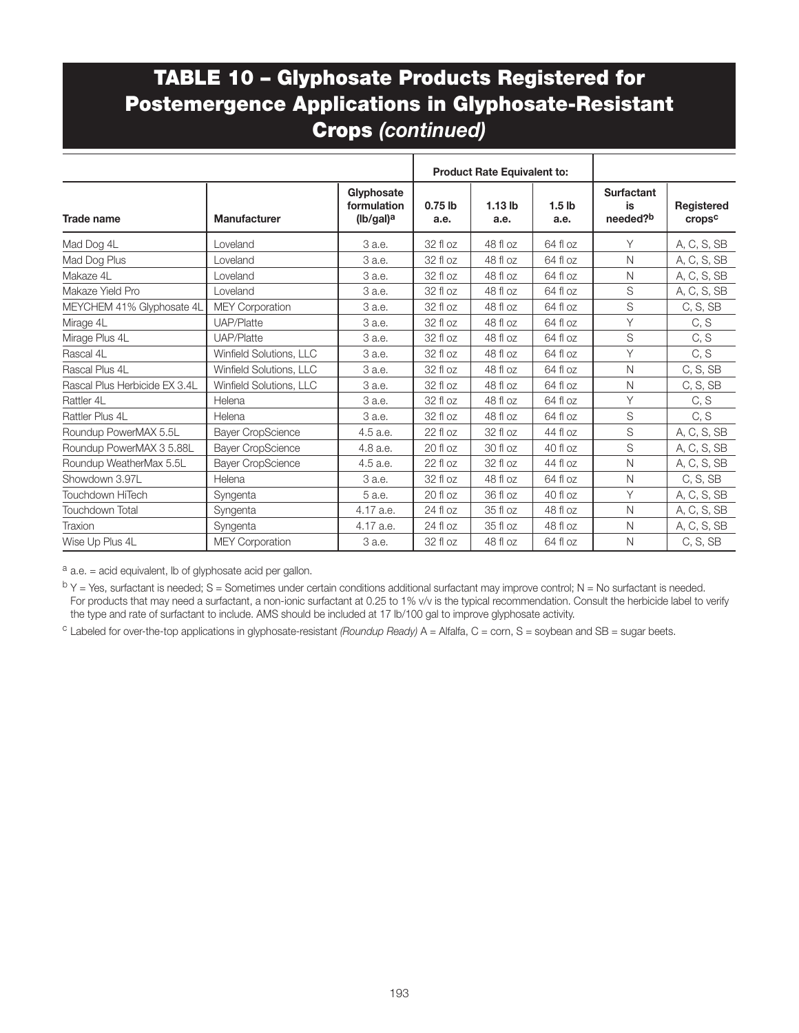# TABLE 10 – Glyphosate Products Registered for Postemergence Applications in Glyphosate-Resistant Crops *(continued)*

| | | | Product Rate Equivalent to: | | | | |
|---|---|---|---|---|---|---|---|
| **Trade name** | **Manufacturer** | **Glyphosate formulation (lb/gal)[a]** | **0.75 lb a.e.** | **1.13 lb a.e.** | **1.5 lb a.e.** | **Surfactant is needed?[b]** | **Registered crops[c]** |
| Mad Dog 4L | Loveland | 3 a.e. | 32 fl oz | 48 fl oz | 64 fl oz | Y | A, C, S, SB |
| Mad Dog Plus | Loveland | 3 a.e. | 32 fl oz | 48 fl oz | 64 fl oz | N | A, C, S, SB |
| Makaze 4L | Loveland | 3 a.e. | 32 fl oz | 48 fl oz | 64 fl oz | N | A, C, S, SB |
| Makaze Yield Pro | Loveland | 3 a.e. | 32 fl oz | 48 fl oz | 64 fl oz | S | A, C, S, SB |
| MEYCHEM 41% Glyphosate 4L | MEY Corporation | 3 a.e. | 32 fl oz | 48 fl oz | 64 fl oz | S | C, S, SB |
| Mirage 4L | UAP/Platte | 3 a.e. | 32 fl oz | 48 fl oz | 64 fl oz | Y | C, S |
| Mirage Plus 4L | UAP/Platte | 3 a.e. | 32 fl oz | 48 fl oz | 64 fl oz | S | C, S |
| Rascal 4L | Winfield Solutions, LLC | 3 a.e. | 32 fl oz | 48 fl oz | 64 fl oz | Y | C, S |
| Rascal Plus 4L | Winfield Solutions, LLC | 3 a.e. | 32 fl oz | 48 fl oz | 64 fl oz | N | C, S, SB |
| Rascal Plus Herbicide EX 3.4L | Winfield Solutions, LLC | 3 a.e. | 32 fl oz | 48 fl oz | 64 fl oz | N | C, S, SB |
| Rattler 4L | Helena | 3 a.e. | 32 fl oz | 48 fl oz | 64 fl oz | Y | C, S |
| Rattler Plus 4L | Helena | 3 a.e. | 32 fl oz | 48 fl oz | 64 fl oz | S | C, S |
| Roundup PowerMAX 5.5L | Bayer CropScience | 4.5 a.e. | 22 fl oz | 32 fl oz | 44 fl oz | S | A, C, S, SB |
| Roundup PowerMAX 3 5.88L | Bayer CropScience | 4.8 a.e. | 20 fl oz | 30 fl oz | 40 fl oz | S | A, C, S, SB |
| Roundup WeatherMax 5.5L | Bayer CropScience | 4.5 a.e. | 22 fl oz | 32 fl oz | 44 fl oz | N | A, C, S, SB |
| Showdown 3.97L | Helena | 3 a.e. | 32 fl oz | 48 fl oz | 64 fl oz | N | C, S, SB |
| Touchdown HiTech | Syngenta | 5 a.e. | 20 fl oz | 36 fl oz | 40 fl oz | Y | A, C, S, SB |
| Touchdown Total | Syngenta | 4.17 a.e. | 24 fl oz | 35 fl oz | 48 fl oz | N | A, C, S, SB |
| Traxion | Syngenta | 4.17 a.e. | 24 fl oz | 35 fl oz | 48 fl oz | N | A, C, S, SB |
| Wise Up Plus 4L | MEY Corporation | 3 a.e. | 32 fl oz | 48 fl oz | 64 fl oz | N | C, S, SB |

[a] a.e. = acid equivalent, lb of glyphosate acid per gallon.

[b] Y = Yes, surfactant is needed; S = Sometimes under certain conditions additional surfactant may improve control; N = No surfactant is needed. For products that may need a surfactant, a non-ionic surfactant at 0.25 to 1% v/v is the typical recommendation. Consult the herbicide label to verify the type and rate of surfactant to include. AMS should be included at 17 lb/100 gal to improve glyphosate activity.

[c] Labeled for over-the-top applications in glyphosate-resistant *(Roundup Ready)* A = Alfalfa, C = corn, S = soybean and SB = sugar beets.